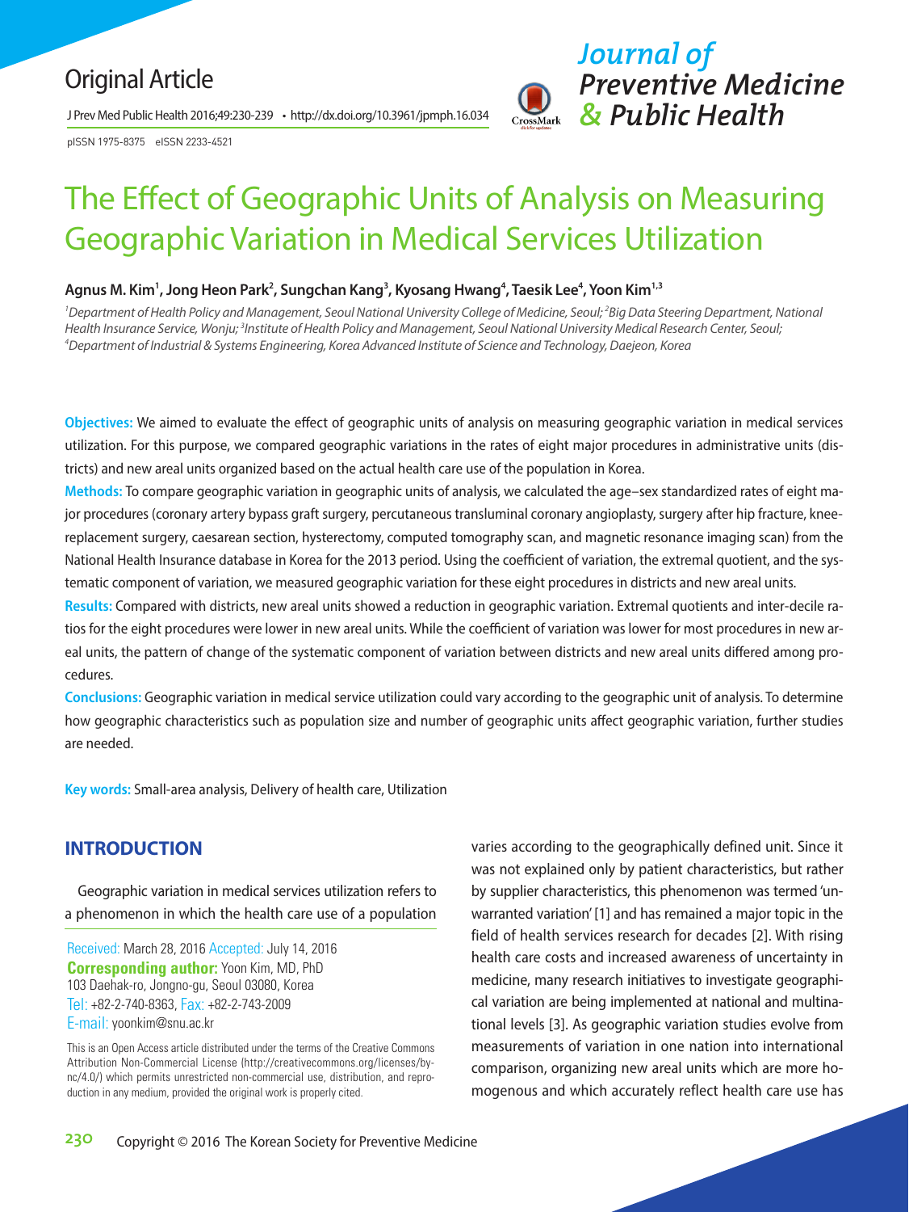Original Article

# The Effect of Geographic Units of Analysis on Measuring Geographic Variation in Medical Services Utilization

**Agnus M. Kim[1], Jong Heon Park[2], Sungchan Kang[3], Kyosang Hwang[4], Taesik Lee[4], Yoon Kim[1,3]**

*[1]Department of Health Policy and Management, Seoul National University College of Medicine, Seoul; [2]Big Data Steering Department, National Health Insurance Service, Wonju; [3]Institute of Health Policy and Management, Seoul National University Medical Research Center, Seoul; [4]Department of Industrial & Systems Engineering, Korea Advanced Institute of Science and Technology, Daejeon, Korea*

**Objectives:** We aimed to evaluate the effect of geographic units of analysis on measuring geographic variation in medical services utilization. For this purpose, we compared geographic variations in the rates of eight major procedures in administrative units (districts) and new areal units organized based on the actual health care use of the population in Korea.

**Methods:** To compare geographic variation in geographic units of analysis, we calculated the age–sex standardized rates of eight major procedures (coronary artery bypass graft surgery, percutaneous transluminal coronary angioplasty, surgery after hip fracture, knee-replacement surgery, caesarean section, hysterectomy, computed tomography scan, and magnetic resonance imaging scan) from the National Health Insurance database in Korea for the 2013 period. Using the coefficient of variation, the extremal quotient, and the systematic component of variation, we measured geographic variation for these eight procedures in districts and new areal units.

**Results:** Compared with districts, new areal units showed a reduction in geographic variation. Extremal quotients and inter-decile ratios for the eight procedures were lower in new areal units. While the coefficient of variation was lower for most procedures in new areal units, the pattern of change of the systematic component of variation between districts and new areal units differed among procedures.

**Conclusions:** Geographic variation in medical service utilization could vary according to the geographic unit of analysis. To determine how geographic characteristics such as population size and number of geographic units affect geographic variation, further studies are needed.

**Key words:** Small-area analysis, Delivery of health care, Utilization

## INTRODUCTION

Geographic variation in medical services utilization refers to a phenomenon in which the health care use of a population varies according to the geographically defined unit. Since it was not explained only by patient characteristics, but rather by supplier characteristics, this phenomenon was termed 'unwarranted variation' [1] and has remained a major topic in the field of health services research for decades [2]. With rising health care costs and increased awareness of uncertainty in medicine, many research initiatives to investigate geographical variation are being implemented at national and multinational levels [3]. As geographic variation studies evolve from measurements of variation in one nation into international comparison, organizing new areal units which are more homogenous and which accurately reflect health care use has

Received: March 28, 2016 Accepted: July 14, 2016
**Corresponding author:** Yoon Kim, MD, PhD
103 Daehak-ro, Jongno-gu, Seoul 03080, Korea
Tel: +82-2-740-8363, Fax: +82-2-743-2009
E-mail: yoonkim@snu.ac.kr

This is an Open Access article distributed under the terms of the Creative Commons Attribution Non-Commercial License (http://creativecommons.org/licenses/by-nc/4.0/) which permits unrestricted non-commercial use, distribution, and reproduction in any medium, provided the original work is properly cited.

Copyright © 2016 The Korean Society for Preventive Medicine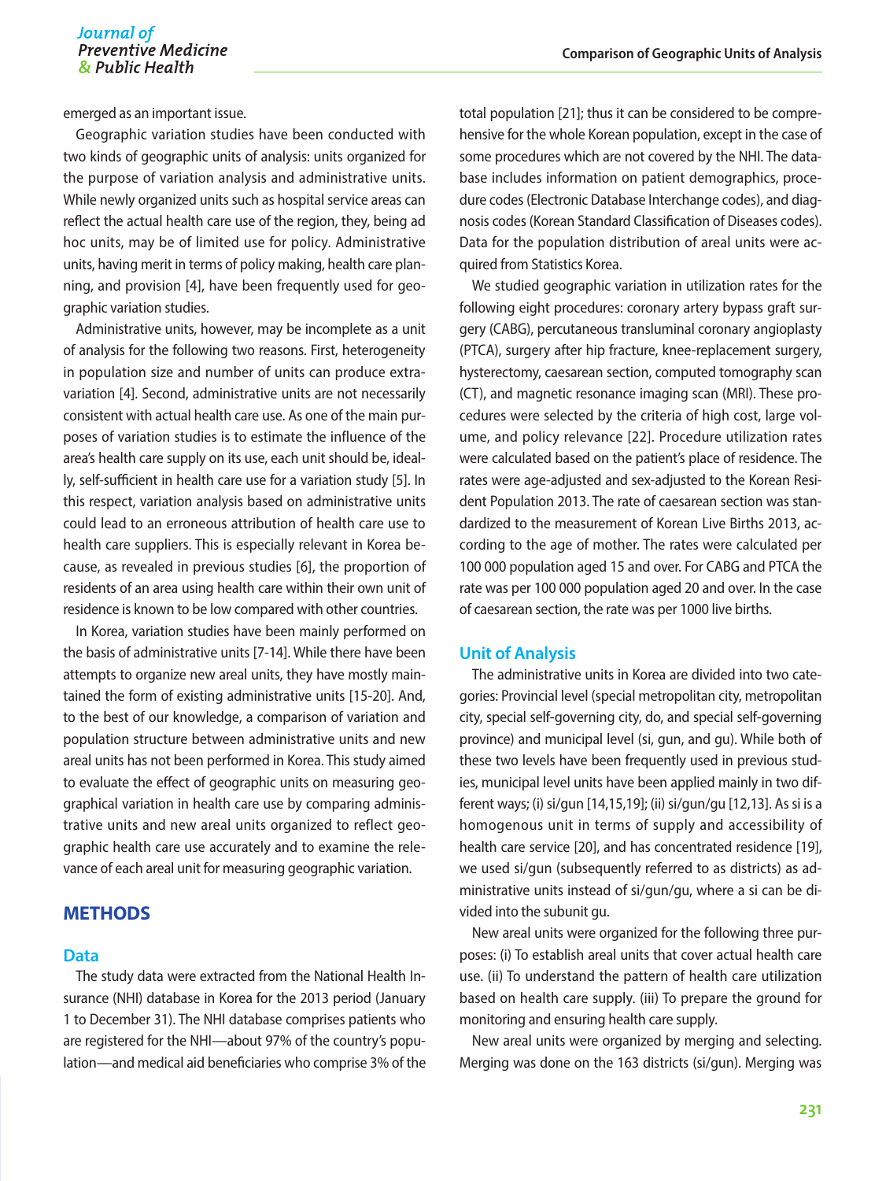emerged as an important issue.

Geographic variation studies have been conducted with two kinds of geographic units of analysis: units organized for the purpose of variation analysis and administrative units. While newly organized units such as hospital service areas can reflect the actual health care use of the region, they, being ad hoc units, may be of limited use for policy. Administrative units, having merit in terms of policy making, health care planning, and provision [4], have been frequently used for geographic variation studies.

Administrative units, however, may be incomplete as a unit of analysis for the following two reasons. First, heterogeneity in population size and number of units can produce extra-variation [4]. Second, administrative units are not necessarily consistent with actual health care use. As one of the main purposes of variation studies is to estimate the influence of the area's health care supply on its use, each unit should be, ideally, self-sufficient in health care use for a variation study [5]. In this respect, variation analysis based on administrative units could lead to an erroneous attribution of health care use to health care suppliers. This is especially relevant in Korea because, as revealed in previous studies [6], the proportion of residents of an area using health care within their own unit of residence is known to be low compared with other countries.

In Korea, variation studies have been mainly performed on the basis of administrative units [7-14]. While there have been attempts to organize new areal units, they have mostly maintained the form of existing administrative units [15-20]. And, to the best of our knowledge, a comparison of variation and population structure between administrative units and new areal units has not been performed in Korea. This study aimed to evaluate the effect of geographic units on measuring geographical variation in health care use by comparing administrative units and new areal units organized to reflect geographic health care use accurately and to examine the relevance of each areal unit for measuring geographic variation.

## METHODS

### Data

The study data were extracted from the National Health Insurance (NHI) database in Korea for the 2013 period (January 1 to December 31). The NHI database comprises patients who are registered for the NHI—about 97% of the country's population—and medical aid beneficiaries who comprise 3% of the total population [21]; thus it can be considered to be comprehensive for the whole Korean population, except in the case of some procedures which are not covered by the NHI. The database includes information on patient demographics, procedure codes (Electronic Database Interchange codes), and diagnosis codes (Korean Standard Classification of Diseases codes). Data for the population distribution of areal units were acquired from Statistics Korea.

We studied geographic variation in utilization rates for the following eight procedures: coronary artery bypass graft surgery (CABG), percutaneous transluminal coronary angioplasty (PTCA), surgery after hip fracture, knee-replacement surgery, hysterectomy, caesarean section, computed tomography scan (CT), and magnetic resonance imaging scan (MRI). These procedures were selected by the criteria of high cost, large volume, and policy relevance [22]. Procedure utilization rates were calculated based on the patient's place of residence. The rates were age-adjusted and sex-adjusted to the Korean Resident Population 2013. The rate of caesarean section was standardized to the measurement of Korean Live Births 2013, according to the age of mother. The rates were calculated per 100 000 population aged 15 and over. For CABG and PTCA the rate was per 100 000 population aged 20 and over. In the case of caesarean section, the rate was per 1000 live births.

### Unit of Analysis

The administrative units in Korea are divided into two categories: Provincial level (special metropolitan city, metropolitan city, special self-governing city, do, and special self-governing province) and municipal level (si, gun, and gu). While both of these two levels have been frequently used in previous studies, municipal level units have been applied mainly in two different ways; (i) si/gun [14,15,19]; (ii) si/gun/gu [12,13]. As si is a homogenous unit in terms of supply and accessibility of health care service [20], and has concentrated residence [19], we used si/gun (subsequently referred to as districts) as administrative units instead of si/gun/gu, where a si can be divided into the subunit gu.

New areal units were organized for the following three purposes: (i) To establish areal units that cover actual health care use. (ii) To understand the pattern of health care utilization based on health care supply. (iii) To prepare the ground for monitoring and ensuring health care supply.

New areal units were organized by merging and selecting. Merging was done on the 163 districts (si/gun). Merging was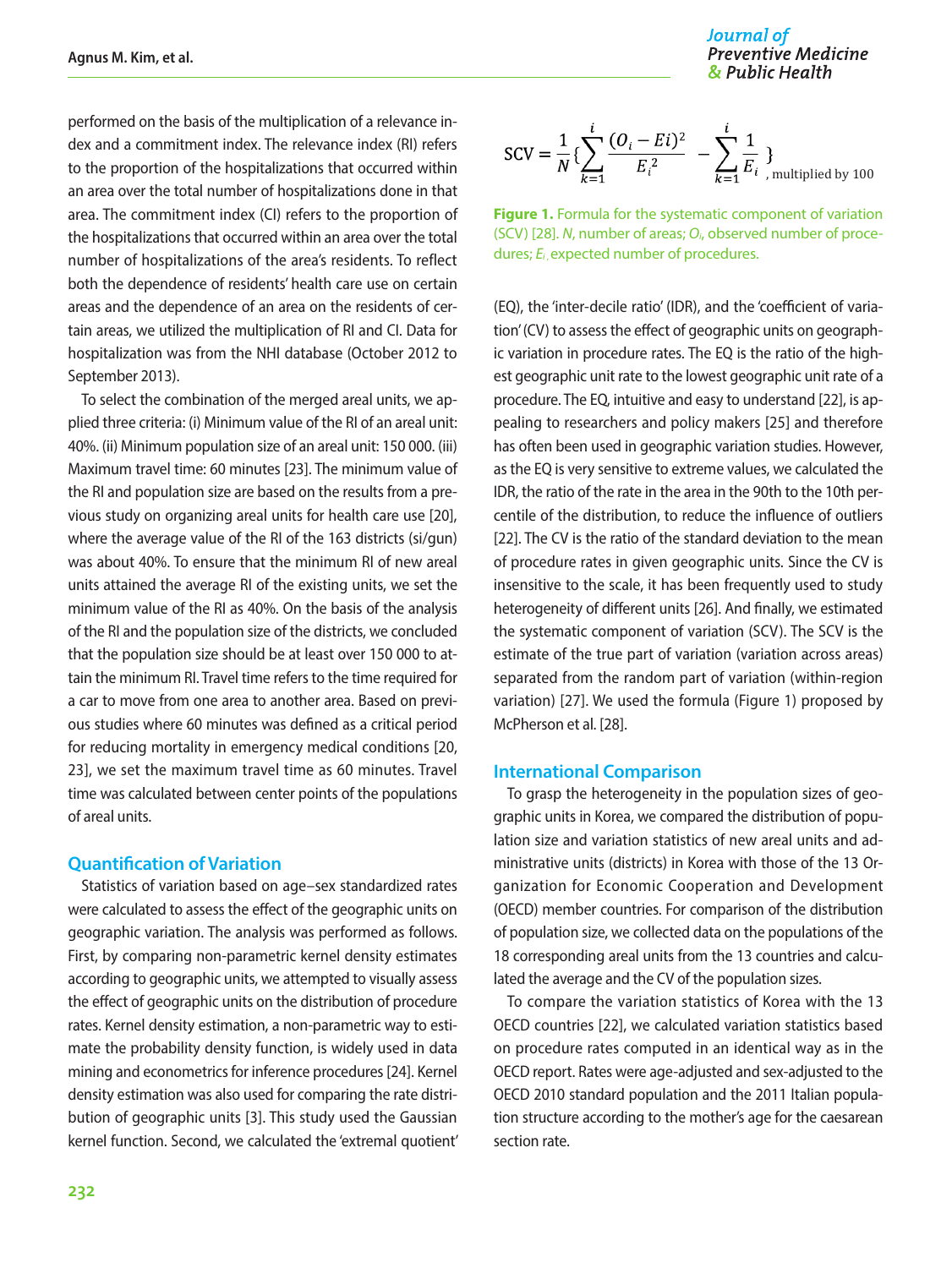performed on the basis of the multiplication of a relevance index and a commitment index. The relevance index (RI) refers to the proportion of the hospitalizations that occurred within an area over the total number of hospitalizations done in that area. The commitment index (CI) refers to the proportion of the hospitalizations that occurred within an area over the total number of hospitalizations of the area's residents. To reflect both the dependence of residents' health care use on certain areas and the dependence of an area on the residents of certain areas, we utilized the multiplication of RI and CI. Data for hospitalization was from the NHI database (October 2012 to September 2013).

To select the combination of the merged areal units, we applied three criteria: (i) Minimum value of the RI of an areal unit: 40%. (ii) Minimum population size of an areal unit: 150 000. (iii) Maximum travel time: 60 minutes [23]. The minimum value of the RI and population size are based on the results from a previous study on organizing areal units for health care use [20], where the average value of the RI of the 163 districts (si/gun) was about 40%. To ensure that the minimum RI of new areal units attained the average RI of the existing units, we set the minimum value of the RI as 40%. On the basis of the analysis of the RI and the population size of the districts, we concluded that the population size should be at least over 150 000 to attain the minimum RI. Travel time refers to the time required for a car to move from one area to another area. Based on previous studies where 60 minutes was defined as a critical period for reducing mortality in emergency medical conditions [20, 23], we set the maximum travel time as 60 minutes. Travel time was calculated between center points of the populations of areal units.

## Quantification of Variation

Statistics of variation based on age–sex standardized rates were calculated to assess the effect of the geographic units on geographic variation. The analysis was performed as follows. First, by comparing non-parametric kernel density estimates according to geographic units, we attempted to visually assess the effect of geographic units on the distribution of procedure rates. Kernel density estimation, a non-parametric way to estimate the probability density function, is widely used in data mining and econometrics for inference procedures [24]. Kernel density estimation was also used for comparing the rate distribution of geographic units [3]. This study used the Gaussian kernel function. Second, we calculated the 'extremal quotient' (EQ), the 'inter-decile ratio' (IDR), and the 'coefficient of variation' (CV) to assess the effect of geographic units on geographic variation in procedure rates. The EQ is the ratio of the highest geographic unit rate to the lowest geographic unit rate of a procedure. The EQ, intuitive and easy to understand [22], is appealing to researchers and policy makers [25] and therefore has often been used in geographic variation studies. However, as the EQ is very sensitive to extreme values, we calculated the IDR, the ratio of the rate in the area in the 90th to the 10th percentile of the distribution, to reduce the influence of outliers [22]. The CV is the ratio of the standard deviation to the mean of procedure rates in given geographic units. Since the CV is insensitive to the scale, it has been frequently used to study heterogeneity of different units [26]. And finally, we estimated the systematic component of variation (SCV). The SCV is the estimate of the true part of variation (variation across areas) separated from the random part of variation (within-region variation) [27]. We used the formula (Figure 1) proposed by McPherson et al. [28].

$$\text{SCV} = \frac{1}{N}\left\{\sum_{k=1}^{i}\frac{(O_i - Ei)^2}{E_i^{\,2}} - \sum_{k=1}^{i}\frac{1}{E_i}\right\}\text{, multiplied by 100}$$

**Figure 1.** Formula for the systematic component of variation (SCV) [28]. *N*, number of areas; $O_i$, observed number of procedures; $E_i$, expected number of procedures.

## International Comparison

To grasp the heterogeneity in the population sizes of geographic units in Korea, we compared the distribution of population size and variation statistics of new areal units and administrative units (districts) in Korea with those of the 13 Organization for Economic Cooperation and Development (OECD) member countries. For comparison of the distribution of population size, we collected data on the populations of the 18 corresponding areal units from the 13 countries and calculated the average and the CV of the population sizes.

To compare the variation statistics of Korea with the 13 OECD countries [22], we calculated variation statistics based on procedure rates computed in an identical way as in the OECD report. Rates were age-adjusted and sex-adjusted to the OECD 2010 standard population and the 2011 Italian population structure according to the mother's age for the caesarean section rate.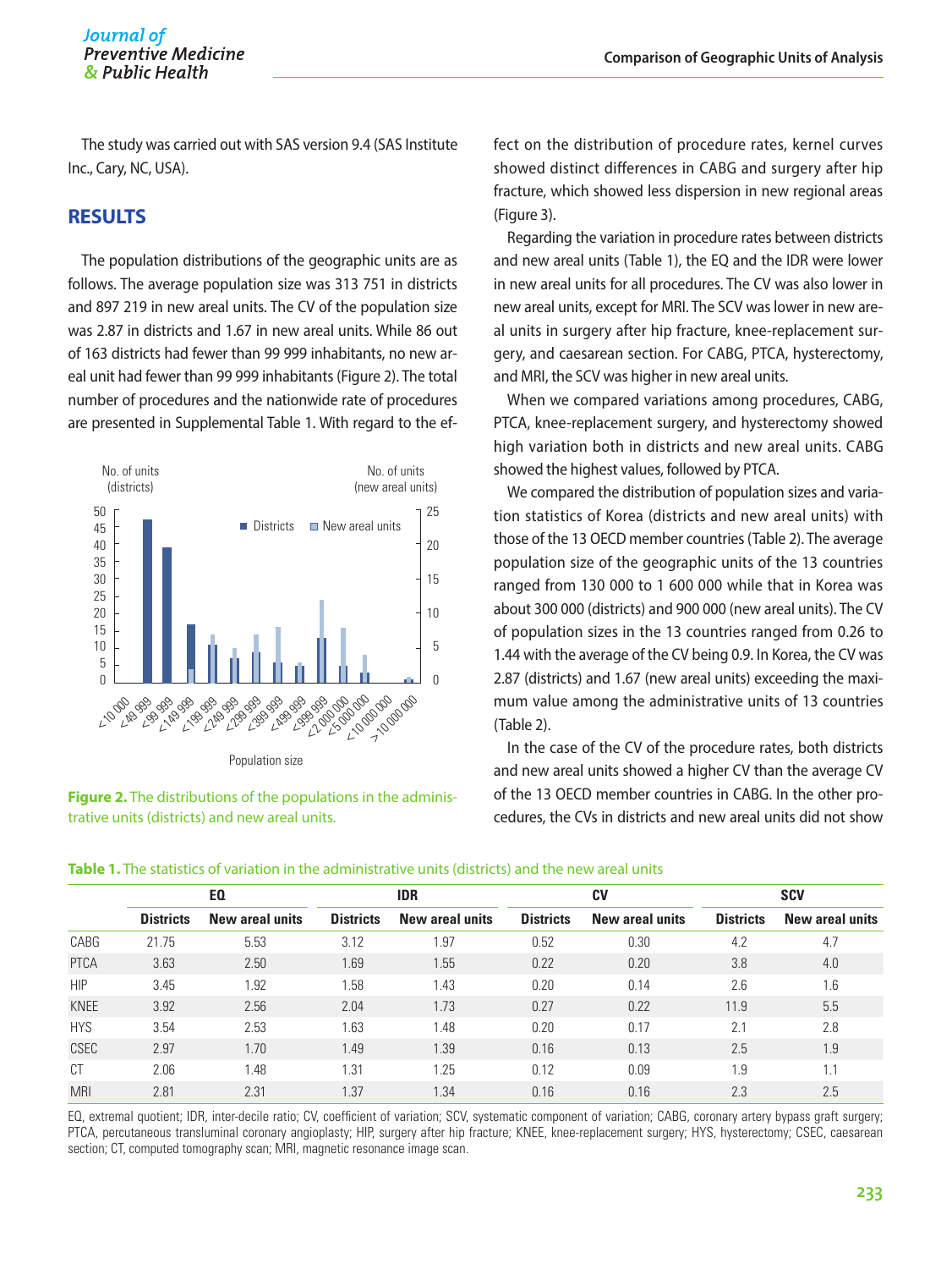The study was carried out with SAS version 9.4 (SAS Institute Inc., Cary, NC, USA).

## RESULTS

The population distributions of the geographic units are as follows. The average population size was 313 751 in districts and 897 219 in new areal units. The CV of the population size was 2.87 in districts and 1.67 in new areal units. While 86 out of 163 districts had fewer than 99 999 inhabitants, no new areal unit had fewer than 99 999 inhabitants (Figure 2). The total number of procedures and the nationwide rate of procedures are presented in Supplemental Table 1. With regard to the effect on the distribution of procedure rates, kernel curves showed distinct differences in CABG and surgery after hip fracture, which showed less dispersion in new regional areas (Figure 3).

**Figure 2.** The distributions of the populations in the administrative units (districts) and new areal units.

Regarding the variation in procedure rates between districts and new areal units (Table 1), the EQ and the IDR were lower in new areal units for all procedures. The CV was also lower in new areal units, except for MRI. The SCV was lower in new areal units in surgery after hip fracture, knee-replacement surgery, and caesarean section. For CABG, PTCA, hysterectomy, and MRI, the SCV was higher in new areal units.

When we compared variations among procedures, CABG, PTCA, knee-replacement surgery, and hysterectomy showed high variation both in districts and new areal units. CABG showed the highest values, followed by PTCA.

We compared the distribution of population sizes and variation statistics of Korea (districts and new areal units) with those of the 13 OECD member countries (Table 2). The average population size of the geographic units of the 13 countries ranged from 130 000 to 1 600 000 while that in Korea was about 300 000 (districts) and 900 000 (new areal units). The CV of population sizes in the 13 countries ranged from 0.26 to 1.44 with the average of the CV being 0.9. In Korea, the CV was 2.87 (districts) and 1.67 (new areal units) exceeding the maximum value among the administrative units of 13 countries (Table 2).

In the case of the CV of the procedure rates, both districts and new areal units showed a higher CV than the average CV of the 13 OECD member countries in CABG. In the other procedures, the CVs in districts and new areal units did not show

**Table 1.** The statistics of variation in the administrative units (districts) and the new areal units

| | EQ | | IDR | | CV | | SCV | |
|---|---|---|---|---|---|---|---|---|
| | Districts | New areal units | Districts | New areal units | Districts | New areal units | Districts | New areal units |
| CABG | 21.75 | 5.53 | 3.12 | 1.97 | 0.52 | 0.30 | 4.2 | 4.7 |
| PTCA | 3.63 | 2.50 | 1.69 | 1.55 | 0.22 | 0.20 | 3.8 | 4.0 |
| HIP | 3.45 | 1.92 | 1.58 | 1.43 | 0.20 | 0.14 | 2.6 | 1.6 |
| KNEE | 3.92 | 2.56 | 2.04 | 1.73 | 0.27 | 0.22 | 11.9 | 5.5 |
| HYS | 3.54 | 2.53 | 1.63 | 1.48 | 0.20 | 0.17 | 2.1 | 2.8 |
| CSEC | 2.97 | 1.70 | 1.49 | 1.39 | 0.16 | 0.13 | 2.5 | 1.9 |
| CT | 2.06 | 1.48 | 1.31 | 1.25 | 0.12 | 0.09 | 1.9 | 1.1 |
| MRI | 2.81 | 2.31 | 1.37 | 1.34 | 0.16 | 0.16 | 2.3 | 2.5 |

EQ, extremal quotient; IDR, inter-decile ratio; CV, coefficient of variation; SCV, systematic component of variation; CABG, coronary artery bypass graft surgery; PTCA, percutaneous transluminal coronary angioplasty; HIP, surgery after hip fracture; KNEE, knee-replacement surgery; HYS, hysterectomy; CSEC, caesarean section; CT, computed tomography scan; MRI, magnetic resonance image scan.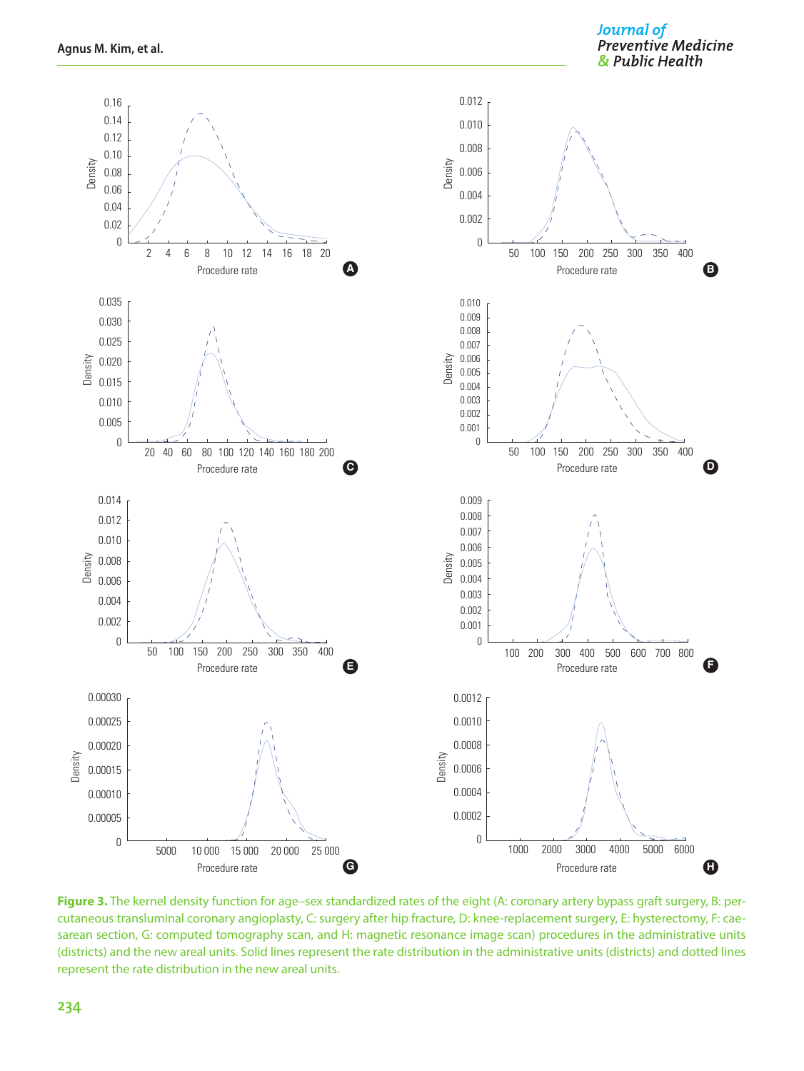**Figure 3.** The kernel density function for age–sex standardized rates of the eight (A: coronary artery bypass graft surgery, B: percutaneous transluminal coronary angioplasty, C: surgery after hip fracture, D: knee-replacement surgery, E: hysterectomy, F: caesarean section, G: computed tomography scan, and H: magnetic resonance image scan) procedures in the administrative units (districts) and the new areal units. Solid lines represent the rate distribution in the administrative units (districts) and dotted lines represent the rate distribution in the new areal units.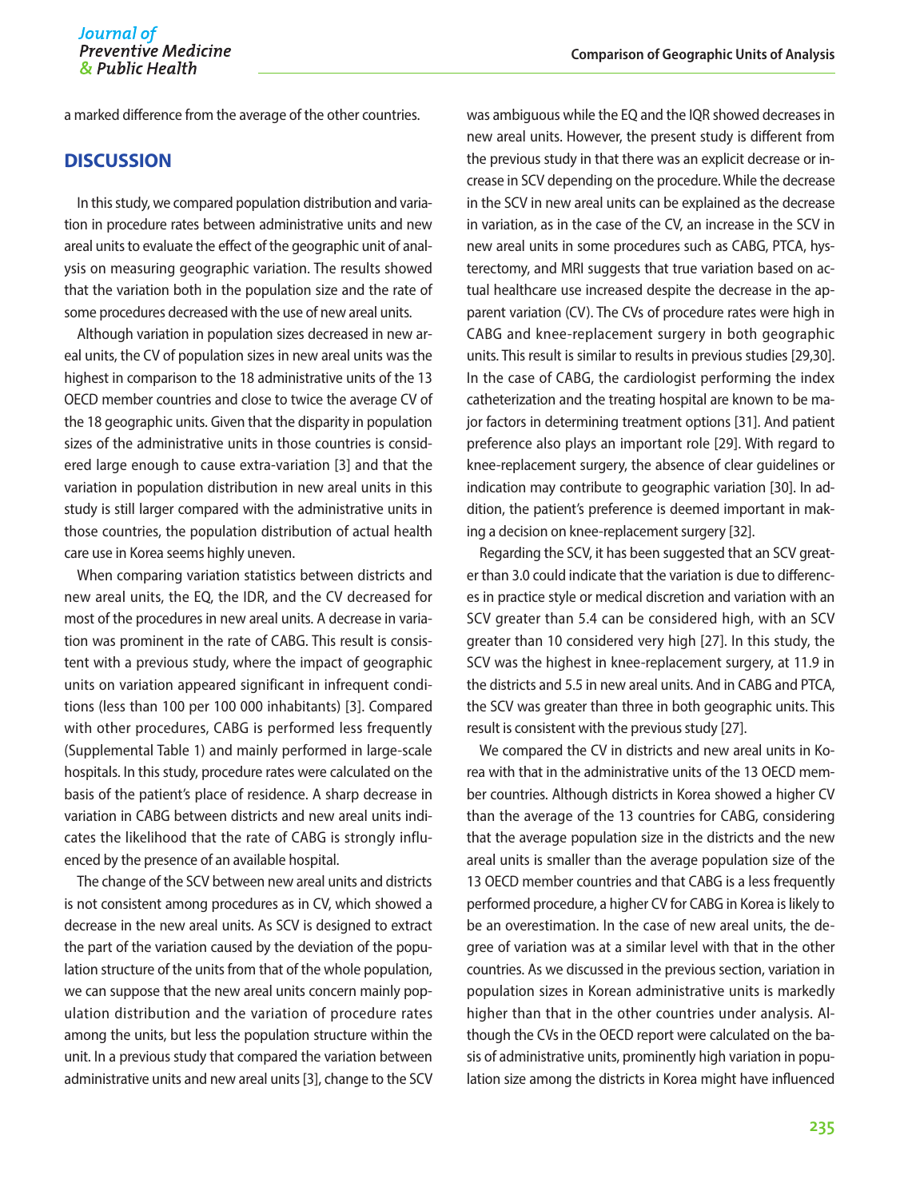a marked difference from the average of the other countries.

## DISCUSSION

In this study, we compared population distribution and variation in procedure rates between administrative units and new areal units to evaluate the effect of the geographic unit of analysis on measuring geographic variation. The results showed that the variation both in the population size and the rate of some procedures decreased with the use of new areal units.

Although variation in population sizes decreased in new areal units, the CV of population sizes in new areal units was the highest in comparison to the 18 administrative units of the 13 OECD member countries and close to twice the average CV of the 18 geographic units. Given that the disparity in population sizes of the administrative units in those countries is considered large enough to cause extra-variation [3] and that the variation in population distribution in new areal units in this study is still larger compared with the administrative units in those countries, the population distribution of actual health care use in Korea seems highly uneven.

When comparing variation statistics between districts and new areal units, the EQ, the IDR, and the CV decreased for most of the procedures in new areal units. A decrease in variation was prominent in the rate of CABG. This result is consistent with a previous study, where the impact of geographic units on variation appeared significant in infrequent conditions (less than 100 per 100 000 inhabitants) [3]. Compared with other procedures, CABG is performed less frequently (Supplemental Table 1) and mainly performed in large-scale hospitals. In this study, procedure rates were calculated on the basis of the patient's place of residence. A sharp decrease in variation in CABG between districts and new areal units indicates the likelihood that the rate of CABG is strongly influenced by the presence of an available hospital.

The change of the SCV between new areal units and districts is not consistent among procedures as in CV, which showed a decrease in the new areal units. As SCV is designed to extract the part of the variation caused by the deviation of the population structure of the units from that of the whole population, we can suppose that the new areal units concern mainly population distribution and the variation of procedure rates among the units, but less the population structure within the unit. In a previous study that compared the variation between administrative units and new areal units [3], change to the SCV was ambiguous while the EQ and the IQR showed decreases in new areal units. However, the present study is different from the previous study in that there was an explicit decrease or increase in SCV depending on the procedure. While the decrease in the SCV in new areal units can be explained as the decrease in variation, as in the case of the CV, an increase in the SCV in new areal units in some procedures such as CABG, PTCA, hysterectomy, and MRI suggests that true variation based on actual healthcare use increased despite the decrease in the apparent variation (CV). The CVs of procedure rates were high in CABG and knee-replacement surgery in both geographic units. This result is similar to results in previous studies [29,30]. In the case of CABG, the cardiologist performing the index catheterization and the treating hospital are known to be major factors in determining treatment options [31]. And patient preference also plays an important role [29]. With regard to knee-replacement surgery, the absence of clear guidelines or indication may contribute to geographic variation [30]. In addition, the patient's preference is deemed important in making a decision on knee-replacement surgery [32].

Regarding the SCV, it has been suggested that an SCV greater than 3.0 could indicate that the variation is due to differences in practice style or medical discretion and variation with an SCV greater than 5.4 can be considered high, with an SCV greater than 10 considered very high [27]. In this study, the SCV was the highest in knee-replacement surgery, at 11.9 in the districts and 5.5 in new areal units. And in CABG and PTCA, the SCV was greater than three in both geographic units. This result is consistent with the previous study [27].

We compared the CV in districts and new areal units in Korea with that in the administrative units of the 13 OECD member countries. Although districts in Korea showed a higher CV than the average of the 13 countries for CABG, considering that the average population size in the districts and the new areal units is smaller than the average population size of the 13 OECD member countries and that CABG is a less frequently performed procedure, a higher CV for CABG in Korea is likely to be an overestimation. In the case of new areal units, the degree of variation was at a similar level with that in the other countries. As we discussed in the previous section, variation in population sizes in Korean administrative units is markedly higher than that in the other countries under analysis. Although the CVs in the OECD report were calculated on the basis of administrative units, prominently high variation in population size among the districts in Korea might have influenced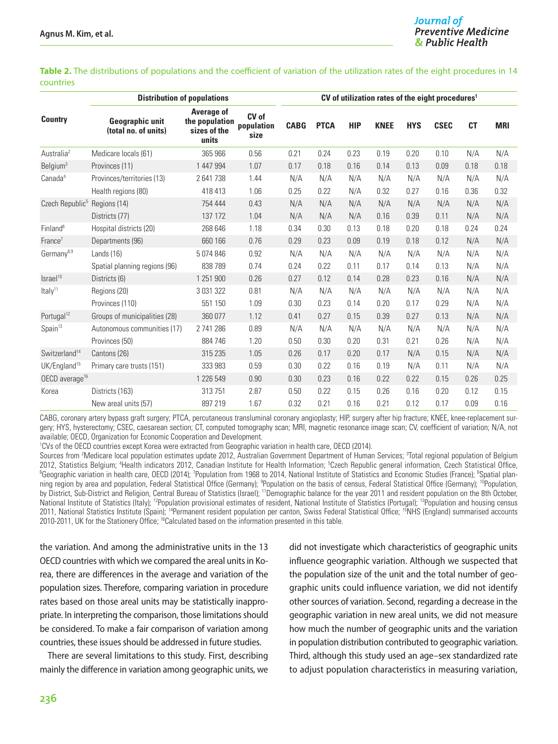**Table 2.** The distributions of populations and the coefficient of variation of the utilization rates of the eight procedures in 14 countries

| Country | Distribution of populations | | | CV of utilization rates of the eight procedures[1] | | | | | | | |
|---|---|---|---|---|---|---|---|---|---|---|---|
| | Geographic unit (total no. of units) | Average of the population sizes of the units | CV of population size | CABG | PTCA | HIP | KNEE | HYS | CSEC | CT | MRI |
| Australia[2] | Medicare locals (61) | 365 966 | 0.56 | 0.21 | 0.24 | 0.23 | 0.19 | 0.20 | 0.10 | N/A | N/A |
| Belgium[3] | Provinces (11) | 1 447 994 | 1.07 | 0.17 | 0.18 | 0.16 | 0.14 | 0.13 | 0.09 | 0.18 | 0.18 |
| Canada[4] | Provinces/territories (13) | 2 641 738 | 1.44 | N/A | N/A | N/A | N/A | N/A | N/A | N/A | N/A |
| | Health regions (80) | 418 413 | 1.06 | 0.25 | 0.22 | N/A | 0.32 | 0.27 | 0.16 | 0.36 | 0.32 |
| Czech Republic[5] | Regions (14) | 754 444 | 0.43 | N/A | N/A | N/A | N/A | N/A | N/A | N/A | N/A |
| | Districts (77) | 137 172 | 1.04 | N/A | N/A | N/A | 0.16 | 0.39 | 0.11 | N/A | N/A |
| Finland[6] | Hospital districts (20) | 268 646 | 1.18 | 0.34 | 0.30 | 0.13 | 0.18 | 0.20 | 0.18 | 0.24 | 0.24 |
| France[7] | Departments (96) | 660 166 | 0.76 | 0.29 | 0.23 | 0.09 | 0.19 | 0.18 | 0.12 | N/A | N/A |
| Germany[8,9] | Lands (16) | 5 074 846 | 0.92 | N/A | N/A | N/A | N/A | N/A | N/A | N/A | N/A |
| | Spatial planning regions (96) | 838 789 | 0.74 | 0.24 | 0.22 | 0.11 | 0.17 | 0.14 | 0.13 | N/A | N/A |
| Israel[10] | Districts (6) | 1 251 900 | 0.26 | 0.27 | 0.12 | 0.14 | 0.28 | 0.23 | 0.16 | N/A | N/A |
| Italy[11] | Regions (20) | 3 031 322 | 0.81 | N/A | N/A | N/A | N/A | N/A | N/A | N/A | N/A |
| | Provinces (110) | 551 150 | 1.09 | 0.30 | 0.23 | 0.14 | 0.20 | 0.17 | 0.29 | N/A | N/A |
| Portugal[12] | Groups of municipalities (28) | 360 077 | 1.12 | 0.41 | 0.27 | 0.15 | 0.39 | 0.27 | 0.13 | N/A | N/A |
| Spain[13] | Autonomous communities (17) | 2 741 286 | 0.89 | N/A | N/A | N/A | N/A | N/A | N/A | N/A | N/A |
| | Provinces (50) | 884 746 | 1.20 | 0.50 | 0.30 | 0.20 | 0.31 | 0.21 | 0.26 | N/A | N/A |
| Switzerland[14] | Cantons (26) | 315 235 | 1.05 | 0.26 | 0.17 | 0.20 | 0.17 | N/A | 0.15 | N/A | N/A |
| UK/England[15] | Primary care trusts (151) | 333 983 | 0.59 | 0.30 | 0.22 | 0.16 | 0.19 | N/A | 0.11 | N/A | N/A |
| OECD average[16] | | 1 226 549 | 0.90 | 0.30 | 0.23 | 0.16 | 0.22 | 0.22 | 0.15 | 0.26 | 0.25 |
| Korea | Districts (163) | 313 751 | 2.87 | 0.50 | 0.22 | 0.15 | 0.26 | 0.16 | 0.20 | 0.12 | 0.15 |
| | New areal units (57) | 897 219 | 1.67 | 0.32 | 0.21 | 0.16 | 0.21 | 0.12 | 0.17 | 0.09 | 0.16 |

CABG, coronary artery bypass graft surgery; PTCA, percutaneous transluminal coronary angioplasty; HIP, surgery after hip fracture; KNEE, knee-replacement surgery; HYS, hysterectomy; CSEC, caesarean section; CT, computed tomography scan; MRI, magnetic resonance image scan; CV, coefficient of variation; N/A, not available; OECD, Organization for Economic Cooperation and Development.

[1]CVs of the OECD countries except Korea were extracted from Geographic variation in health care, OECD (2014).

Sources from [2]Medicare local population estimates update 2012, Australian Government Department of Human Services; [3]Total regional population of Belgium 2012, Statistics Belgium; [4]Health indicators 2012, Canadian Institute for Health Information; [5]Czech Republic general information, Czech Statistical Office, [6]Geographic variation in health care, OECD (2014); [7]Population from 1968 to 2014, National Institute of Statistics and Economic Studies (France); [8]Spatial planning region by area and population, Federal Statistical Office (Germany); [9]Population on the basis of census, Federal Statistical Office (Germany); [10]Population, by District, Sub-District and Religion, Central Bureau of Statistics (Israel); [11]Demographic balance for the year 2011 and resident population on the 8th October, National Institute of Statistics (Italy); [12]Population provisional estimates of resident, National Institute of Statistics (Portugal); [13]Population and housing census 2011, National Statistics Institute (Spain); [14]Permanent resident population per canton, Swiss Federal Statistical Office; [15]NHS (England) summarised accounts 2010-2011, UK for the Stationery Office; [16]Calculated based on the information presented in this table.

the variation. And among the administrative units in the 13 OECD countries with which we compared the areal units in Korea, there are differences in the average and variation of the population sizes. Therefore, comparing variation in procedure rates based on those areal units may be statistically inappropriate. In interpreting the comparison, those limitations should be considered. To make a fair comparison of variation among countries, these issues should be addressed in future studies.

There are several limitations to this study. First, describing mainly the difference in variation among geographic units, we did not investigate which characteristics of geographic units influence geographic variation. Although we suspected that the population size of the unit and the total number of geographic units could influence variation, we did not identify other sources of variation. Second, regarding a decrease in the geographic variation in new areal units, we did not measure how much the number of geographic units and the variation in population distribution contributed to geographic variation. Third, although this study used an age–sex standardized rate to adjust population characteristics in measuring variation,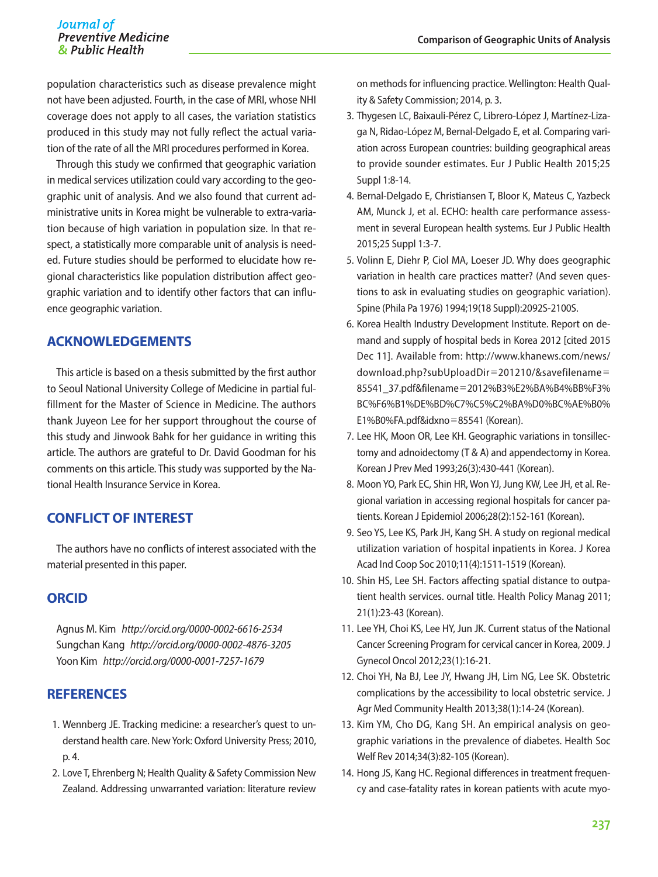population characteristics such as disease prevalence might not have been adjusted. Fourth, in the case of MRI, whose NHI coverage does not apply to all cases, the variation statistics produced in this study may not fully reflect the actual variation of the rate of all the MRI procedures performed in Korea.

Through this study we confirmed that geographic variation in medical services utilization could vary according to the geographic unit of analysis. And we also found that current administrative units in Korea might be vulnerable to extra-variation because of high variation in population size. In that respect, a statistically more comparable unit of analysis is needed. Future studies should be performed to elucidate how regional characteristics like population distribution affect geographic variation and to identify other factors that can influence geographic variation.

## ACKNOWLEDGEMENTS

This article is based on a thesis submitted by the first author to Seoul National University College of Medicine in partial fulfillment for the Master of Science in Medicine. The authors thank Juyeon Lee for her support throughout the course of this study and Jinwook Bahk for her guidance in writing this article. The authors are grateful to Dr. David Goodman for his comments on this article. This study was supported by the National Health Insurance Service in Korea.

## CONFLICT OF INTEREST

The authors have no conflicts of interest associated with the material presented in this paper.

## ORCID

Agnus M. Kim *http://orcid.org/0000-0002-6616-2534*
Sungchan Kang *http://orcid.org/0000-0002-4876-3205*
Yoon Kim *http://orcid.org/0000-0001-7257-1679*

## REFERENCES

1. Wennberg JE. Tracking medicine: a researcher's quest to understand health care. New York: Oxford University Press; 2010, p. 4.
2. Love T, Ehrenberg N; Health Quality & Safety Commission New Zealand. Addressing unwarranted variation: literature review on methods for influencing practice. Wellington: Health Quality & Safety Commission; 2014, p. 3.
3. Thygesen LC, Baixauli-Pérez C, Librero-López J, Martínez-Lizaga N, Ridao-López M, Bernal-Delgado E, et al. Comparing variation across European countries: building geographical areas to provide sounder estimates. Eur J Public Health 2015;25 Suppl 1:8-14.
4. Bernal-Delgado E, Christiansen T, Bloor K, Mateus C, Yazbeck AM, Munck J, et al. ECHO: health care performance assessment in several European health systems. Eur J Public Health 2015;25 Suppl 1:3-7.
5. Volinn E, Diehr P, Ciol MA, Loeser JD. Why does geographic variation in health care practices matter? (And seven questions to ask in evaluating studies on geographic variation). Spine (Phila Pa 1976) 1994;19(18 Suppl):2092S-2100S.
6. Korea Health Industry Development Institute. Report on demand and supply of hospital beds in Korea 2012 [cited 2015 Dec 11]. Available from: http://www.khanews.com/news/download.php?subUploadDir=201210/&savefilename=85541_37.pdf&filename=2012%B3%E2%BA%B4%BB%F3%BC%F6%B1%DE%BD%C7%C5%C2%BA%D0%BC%AE%B0%E1%B0%FA.pdf&idxno=85541 (Korean).
7. Lee HK, Moon OR, Lee KH. Geographic variations in tonsillectomy and adnoidectomy (T & A) and appendectomy in Korea. Korean J Prev Med 1993;26(3):430-441 (Korean).
8. Moon YO, Park EC, Shin HR, Won YJ, Jung KW, Lee JH, et al. Regional variation in accessing regional hospitals for cancer patients. Korean J Epidemiol 2006;28(2):152-161 (Korean).
9. Seo YS, Lee KS, Park JH, Kang SH. A study on regional medical utilization variation of hospital inpatients in Korea. J Korea Acad Ind Coop Soc 2010;11(4):1511-1519 (Korean).
10. Shin HS, Lee SH. Factors affecting spatial distance to outpatient health services. ournal title. Health Policy Manag 2011;21(1):23-43 (Korean).
11. Lee YH, Choi KS, Lee HY, Jun JK. Current status of the National Cancer Screening Program for cervical cancer in Korea, 2009. J Gynecol Oncol 2012;23(1):16-21.
12. Choi YH, Na BJ, Lee JY, Hwang JH, Lim NG, Lee SK. Obstetric complications by the accessibility to local obstetric service. J Agr Med Community Health 2013;38(1):14-24 (Korean).
13. Kim YM, Cho DG, Kang SH. An empirical analysis on geographic variations in the prevalence of diabetes. Health Soc Welf Rev 2014;34(3):82-105 (Korean).
14. Hong JS, Kang HC. Regional differences in treatment frequency and case-fatality rates in korean patients with acute myo-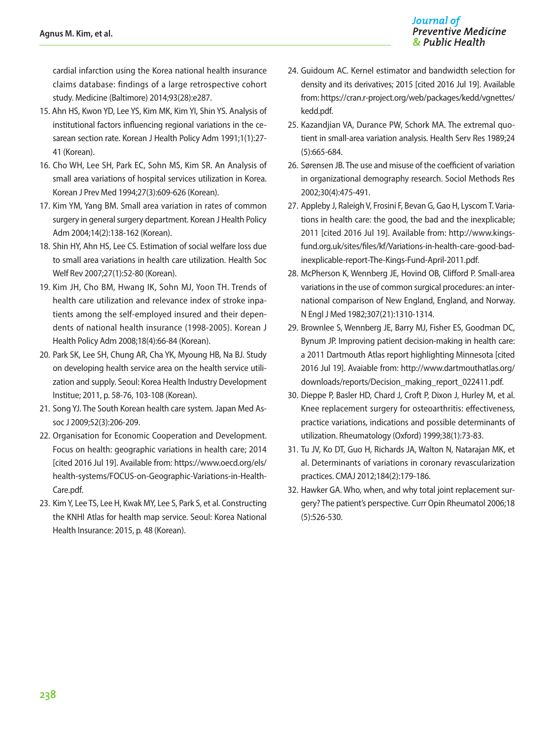cardial infarction using the Korea national health insurance claims database: findings of a large retrospective cohort study. Medicine (Baltimore) 2014;93(28):e287.

15. Ahn HS, Kwon YD, Lee YS, Kim MK, Kim YI, Shin YS. Analysis of institutional factors influencing regional variations in the cesarean section rate. Korean J Health Policy Adm 1991;1(1):27-41 (Korean).
16. Cho WH, Lee SH, Park EC, Sohn MS, Kim SR. An Analysis of small area variations of hospital services utilization in Korea. Korean J Prev Med 1994;27(3):609-626 (Korean).
17. Kim YM, Yang BM. Small area variation in rates of common surgery in general surgery department. Korean J Health Policy Adm 2004;14(2):138-162 (Korean).
18. Shin HY, Ahn HS, Lee CS. Estimation of social welfare loss due to small area variations in health care utilization. Health Soc Welf Rev 2007;27(1):52-80 (Korean).
19. Kim JH, Cho BM, Hwang IK, Sohn MJ, Yoon TH. Trends of health care utilization and relevance index of stroke inpatients among the self-employed insured and their dependents of national health insurance (1998-2005). Korean J Health Policy Adm 2008;18(4):66-84 (Korean).
20. Park SK, Lee SH, Chung AR, Cha YK, Myoung HB, Na BJ. Study on developing health service area on the health service utilization and supply. Seoul: Korea Health Industry Development Institue; 2011, p. 58-76, 103-108 (Korean).
21. Song YJ. The South Korean health care system. Japan Med Assoc J 2009;52(3):206-209.
22. Organisation for Economic Cooperation and Development. Focus on health: geographic variations in health care; 2014 [cited 2016 Jul 19]. Available from: https://www.oecd.org/els/health-systems/FOCUS-on-Geographic-Variations-in-Health-Care.pdf.
23. Kim Y, Lee TS, Lee H, Kwak MY, Lee S, Park S, et al. Constructing the KNHI Atlas for health map service. Seoul: Korea National Health Insurance: 2015, p. 48 (Korean).
24. Guidoum AC. Kernel estimator and bandwidth selection for density and its derivatives; 2015 [cited 2016 Jul 19]. Available from: https://cran.r-project.org/web/packages/kedd/vgnettes/kedd.pdf.
25. Kazandjian VA, Durance PW, Schork MA. The extremal quotient in small-area variation analysis. Health Serv Res 1989;24(5):665-684.
26. Sørensen JB. The use and misuse of the coefficient of variation in organizational demography research. Sociol Methods Res 2002;30(4):475-491.
27. Appleby J, Raleigh V, Frosini F, Bevan G, Gao H, Lyscom T. Variations in health care: the good, the bad and the inexplicable; 2011 [cited 2016 Jul 19]. Available from: http://www.kingsfund.org.uk/sites/files/kf/Variations-in-health-care-good-bad-inexplicable-report-The-Kings-Fund-April-2011.pdf.
28. McPherson K, Wennberg JE, Hovind OB, Clifford P. Small-area variations in the use of common surgical procedures: an international comparison of New England, England, and Norway. N Engl J Med 1982;307(21):1310-1314.
29. Brownlee S, Wennberg JE, Barry MJ, Fisher ES, Goodman DC, Bynum JP. Improving patient decision-making in health care: a 2011 Dartmouth Atlas report highlighting Minnesota [cited 2016 Jul 19]. Avaiable from: http://www.dartmouthatlas.org/downloads/reports/Decision_making_report_022411.pdf.
30. Dieppe P, Basler HD, Chard J, Croft P, Dixon J, Hurley M, et al. Knee replacement surgery for osteoarthritis: effectiveness, practice variations, indications and possible determinants of utilization. Rheumatology (Oxford) 1999;38(1):73-83.
31. Tu JV, Ko DT, Guo H, Richards JA, Walton N, Natarajan MK, et al. Determinants of variations in coronary revascularization practices. CMAJ 2012;184(2):179-186.
32. Hawker GA. Who, when, and why total joint replacement surgery? The patient's perspective. Curr Opin Rheumatol 2006;18(5):526-530.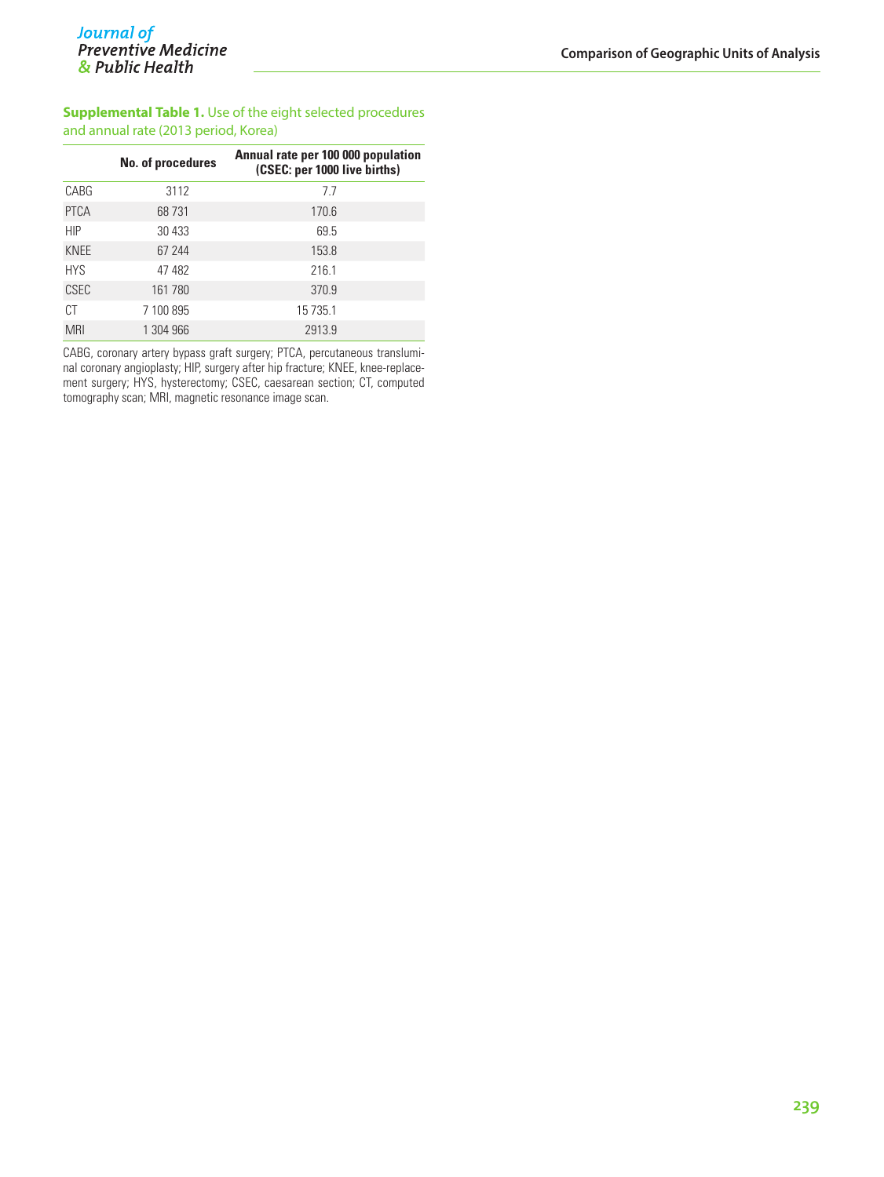**Supplemental Table 1.** Use of the eight selected procedures and annual rate (2013 period, Korea)

| | No. of procedures | Annual rate per 100 000 population (CSEC: per 1000 live births) |
|---|---|---|
| CABG | 3112 | 7.7 |
| PTCA | 68 731 | 170.6 |
| HIP | 30 433 | 69.5 |
| KNEE | 67 244 | 153.8 |
| HYS | 47 482 | 216.1 |
| CSEC | 161 780 | 370.9 |
| CT | 7 100 895 | 15 735.1 |
| MRI | 1 304 966 | 2913.9 |

CABG, coronary artery bypass graft surgery; PTCA, percutaneous transluminal coronary angioplasty; HIP, surgery after hip fracture; KNEE, knee-replacement surgery; HYS, hysterectomy; CSEC, caesarean section; CT, computed tomography scan; MRI, magnetic resonance image scan.